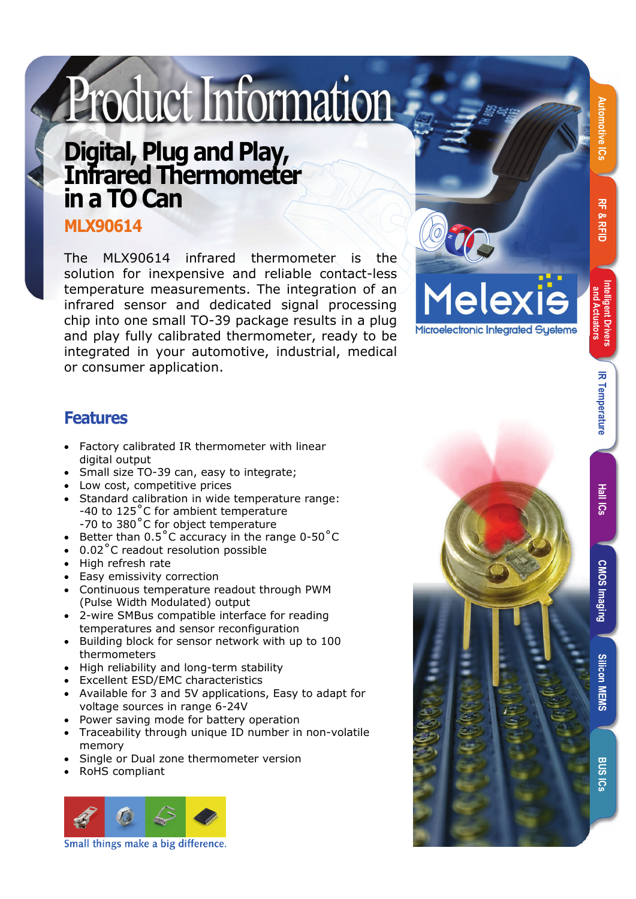# Product Information

## Digital, Plug and Play, Infrared Thermometer in a TO Can

### MLX90614

The MLX90614 infrared thermometer is the solution for inexpensive and reliable contact-less temperature measurements. The integration of an infrared sensor and dedicated signal processing chip into one small TO-39 package results in a plug and play fully calibrated thermometer, ready to be integrated in your automotive, industrial, medical or consumer application.

Melexis
Microelectronic Integrated Systems

## Features

- Factory calibrated IR thermometer with linear digital output
- Small size TO-39 can, easy to integrate;
- Low cost, competitive prices
- Standard calibration in wide temperature range:
  -40 to 125˚C for ambient temperature
  -70 to 380˚C for object temperature
- Better than 0.5˚C accuracy in the range 0-50˚C
- 0.02˚C readout resolution possible
- High refresh rate
- Easy emissivity correction
- Continuous temperature readout through PWM (Pulse Width Modulated) output
- 2-wire SMBus compatible interface for reading temperatures and sensor reconfiguration
- Building block for sensor network with up to 100 thermometers
- High reliability and long-term stability
- Excellent ESD/EMC characteristics
- Available for 3 and 5V applications, Easy to adapt for voltage sources in range 6-24V
- Power saving mode for battery operation
- Traceability through unique ID number in non-volatile memory
- Single or Dual zone thermometer version
- RoHS compliant

Small things make a big difference.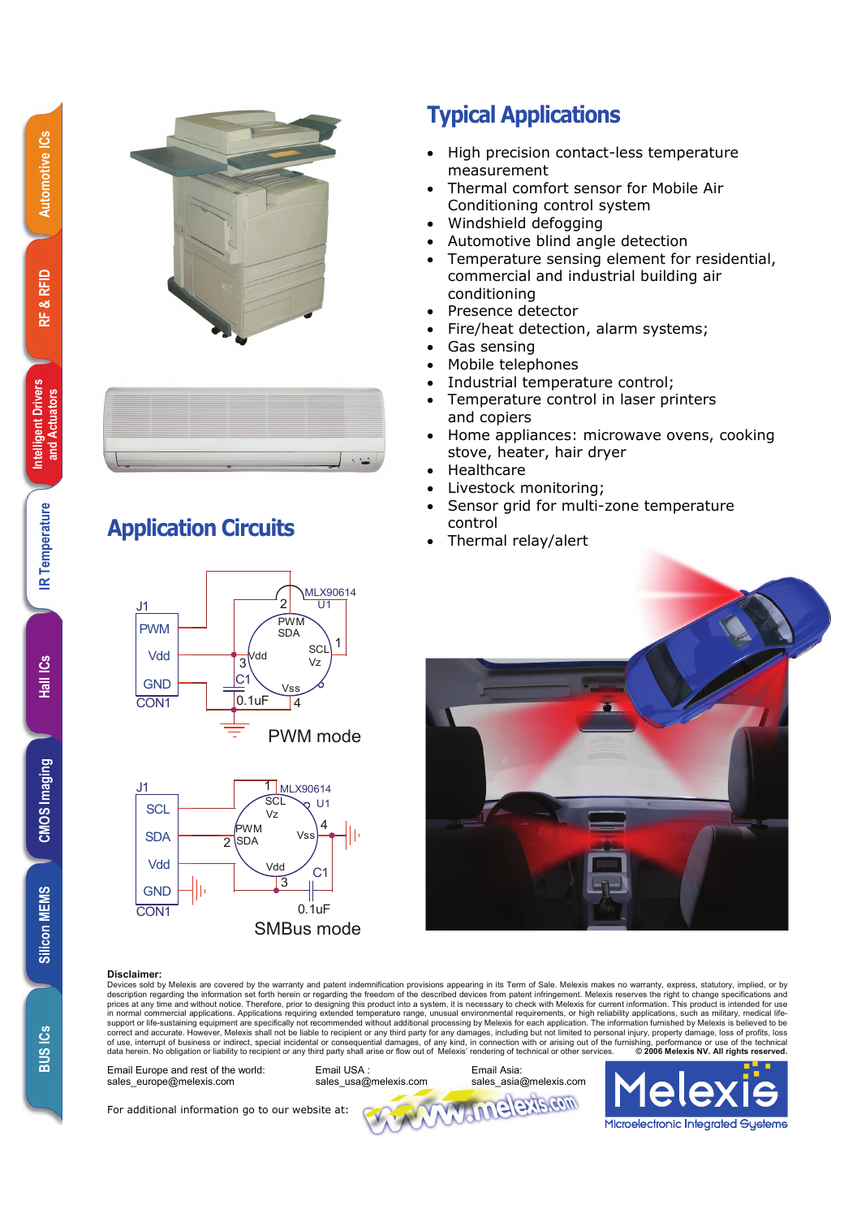## Typical Applications

- High precision contact-less temperature measurement
- Thermal comfort sensor for Mobile Air Conditioning control system
- Windshield defogging
- Automotive blind angle detection
- Temperature sensing element for residential, commercial and industrial building air conditioning
- Presence detector
- Fire/heat detection, alarm systems;
- Gas sensing
- Mobile telephones
- Industrial temperature control;
- Temperature control in laser printers and copiers
- Home appliances: microwave ovens, cooking stove, heater, hair dryer
- Healthcare
- Livestock monitoring;
- Sensor grid for multi-zone temperature control
- Thermal relay/alert

## Application Circuits

J1
PWM
Vdd
GND
CON1
MLX90614
U1
2
PWM
SDA
SCL
Vz
1
Vdd
3
C1
0.1uF
Vss
4

PWM mode

J1
SCL
SDA
Vdd
GND
CON1
1
MLX90614
U1
SCL
Vz
PWM
SDA
2
Vss
4
Vdd
3
C1
0.1uF

SMBus mode

**Disclaimer:**
Devices sold by Melexis are covered by the warranty and patent indemnification provisions appearing in its Term of Sale. Melexis makes no warranty, express, statutory, implied, or by description regarding the information set forth herein or regarding the freedom of the described devices from patent infringement. Melexis reserves the right to change specifications and prices at any time and without notice. Therefore, prior to designing this product into a system, it is necessary to check with Melexis for current information. This product is intended for use in normal commercial applications. Applications requiring extended temperature range, unusual environmental requirements, or high reliability applications, such as military, medical life-support or life-sustaining equipment are specifically not recommended without additional processing by Melexis for each application. The information furnished by Melexis is believed to be correct and accurate. However, Melexis shall not be liable to recipient or any third party for any damages, including but not limited to personal injury, property damage, loss of profits, loss of use, interrupt of business or indirect, special incidental or consequential damages, of any kind, in connection with or arising out of the furnishing, performance or use of the technical data herein. No obligation or liability to recipient or any third party shall arise or flow out of Melexis' rendering of technical or other services. **© 2006 Melexis NV. All rights reserved.**

Email Europe and rest of the world:
sales_europe@melexis.com

Email USA :
sales_usa@melexis.com

Email Asia:
sales_asia@melexis.com

For additional information go to our website at: www.melexis.com

Melexis
Microelectronic Integrated Systems